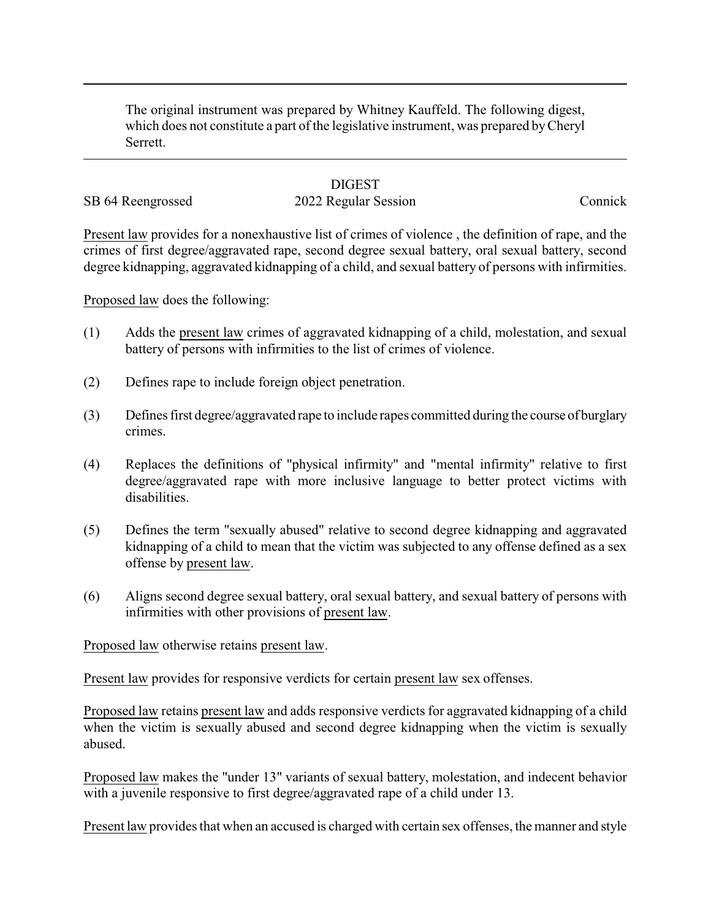The original instrument was prepared by Whitney Kauffeld. The following digest, which does not constitute a part of the legislative instrument, was prepared by Cheryl Serrett.

# DIGEST

SB 64 Reengrossed | 2022 Regular Session | Connick

Present law provides for a nonexhaustive list of crimes of violence , the definition of rape, and the crimes of first degree/aggravated rape, second degree sexual battery, oral sexual battery, second degree kidnapping, aggravated kidnapping of a child, and sexual battery of persons with infirmities.

Proposed law does the following:

(1) Adds the present law crimes of aggravated kidnapping of a child, molestation, and sexual battery of persons with infirmities to the list of crimes of violence.

(2) Defines rape to include foreign object penetration.

(3) Defines first degree/aggravated rape to include rapes committed during the course of burglary crimes.

(4) Replaces the definitions of "physical infirmity" and "mental infirmity" relative to first degree/aggravated rape with more inclusive language to better protect victims with disabilities.

(5) Defines the term "sexually abused" relative to second degree kidnapping and aggravated kidnapping of a child to mean that the victim was subjected to any offense defined as a sex offense by present law.

(6) Aligns second degree sexual battery, oral sexual battery, and sexual battery of persons with infirmities with other provisions of present law.

Proposed law otherwise retains present law.

Present law provides for responsive verdicts for certain present law sex offenses.

Proposed law retains present law and adds responsive verdicts for aggravated kidnapping of a child when the victim is sexually abused and second degree kidnapping when the victim is sexually abused.

Proposed law makes the "under 13" variants of sexual battery, molestation, and indecent behavior with a juvenile responsive to first degree/aggravated rape of a child under 13.

Present law provides that when an accused is charged with certain sex offenses, the manner and style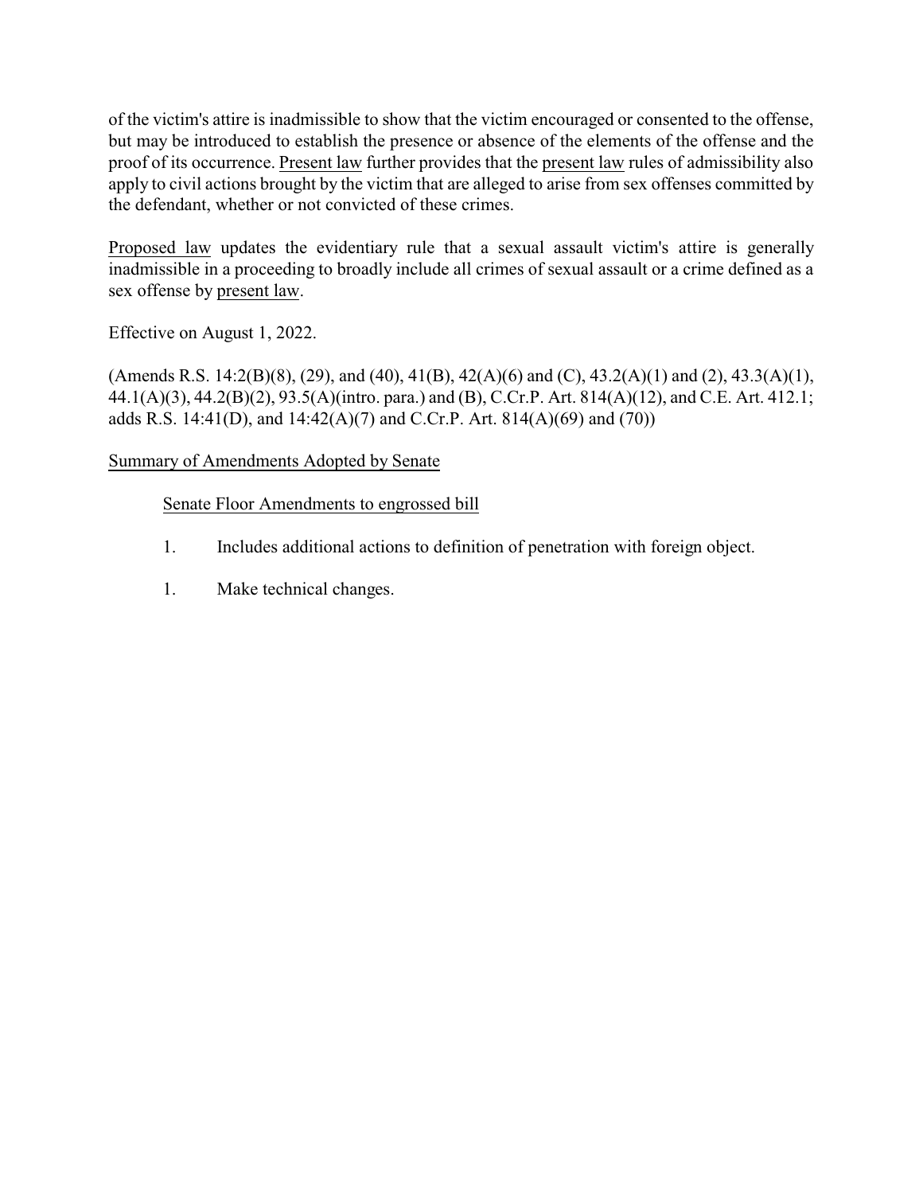of the victim's attire is inadmissible to show that the victim encouraged or consented to the offense, but may be introduced to establish the presence or absence of the elements of the offense and the proof of its occurrence. Present law further provides that the present law rules of admissibility also apply to civil actions brought by the victim that are alleged to arise from sex offenses committed by the defendant, whether or not convicted of these crimes.

Proposed law updates the evidentiary rule that a sexual assault victim's attire is generally inadmissible in a proceeding to broadly include all crimes of sexual assault or a crime defined as a sex offense by present law.

Effective on August 1, 2022.

(Amends R.S. 14:2(B)(8), (29), and (40), 41(B), 42(A)(6) and (C), 43.2(A)(1) and (2), 43.3(A)(1), 44.1(A)(3), 44.2(B)(2), 93.5(A)(intro. para.) and (B), C.Cr.P. Art. 814(A)(12), and C.E. Art. 412.1; adds R.S. 14:41(D), and 14:42(A)(7) and C.Cr.P. Art. 814(A)(69) and (70))

Summary of Amendments Adopted by Senate

Senate Floor Amendments to engrossed bill

1. Includes additional actions to definition of penetration with foreign object.

1. Make technical changes.